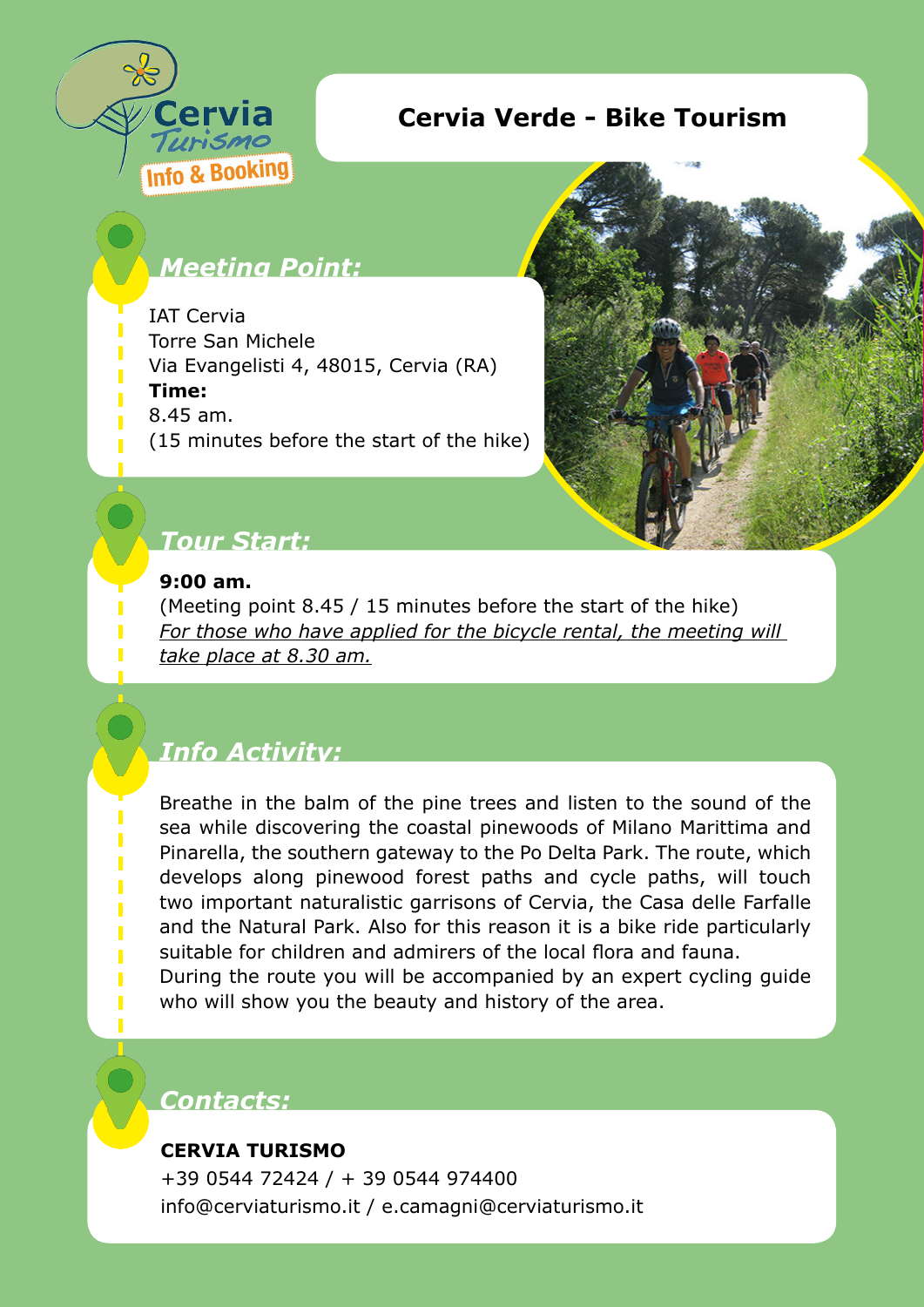Cervia Turismo
Info & Booking

# Cervia Verde - Bike Tourism

## *Meeting Point:*

IAT Cervia
Torre San Michele
Via Evangelisti 4, 48015, Cervia (RA)
**Time:**
8.45 am.
(15 minutes before the start of the hike)

## *Tour Start:*

**9:00 am.**
(Meeting point 8.45 / 15 minutes before the start of the hike)
*For those who have applied for the bicycle rental, the meeting will take place at 8.30 am.*

## *Info Activity:*

Breathe in the balm of the pine trees and listen to the sound of the sea while discovering the coastal pinewoods of Milano Marittima and Pinarella, the southern gateway to the Po Delta Park. The route, which develops along pinewood forest paths and cycle paths, will touch two important naturalistic garrisons of Cervia, the Casa delle Farfalle and the Natural Park. Also for this reason it is a bike ride particularly suitable for children and admirers of the local flora and fauna.
During the route you will be accompanied by an expert cycling guide who will show you the beauty and history of the area.

## *Contacts:*

**CERVIA TURISMO**
+39 0544 72424 / + 39 0544 974400
info@cerviaturismo.it / e.camagni@cerviaturismo.it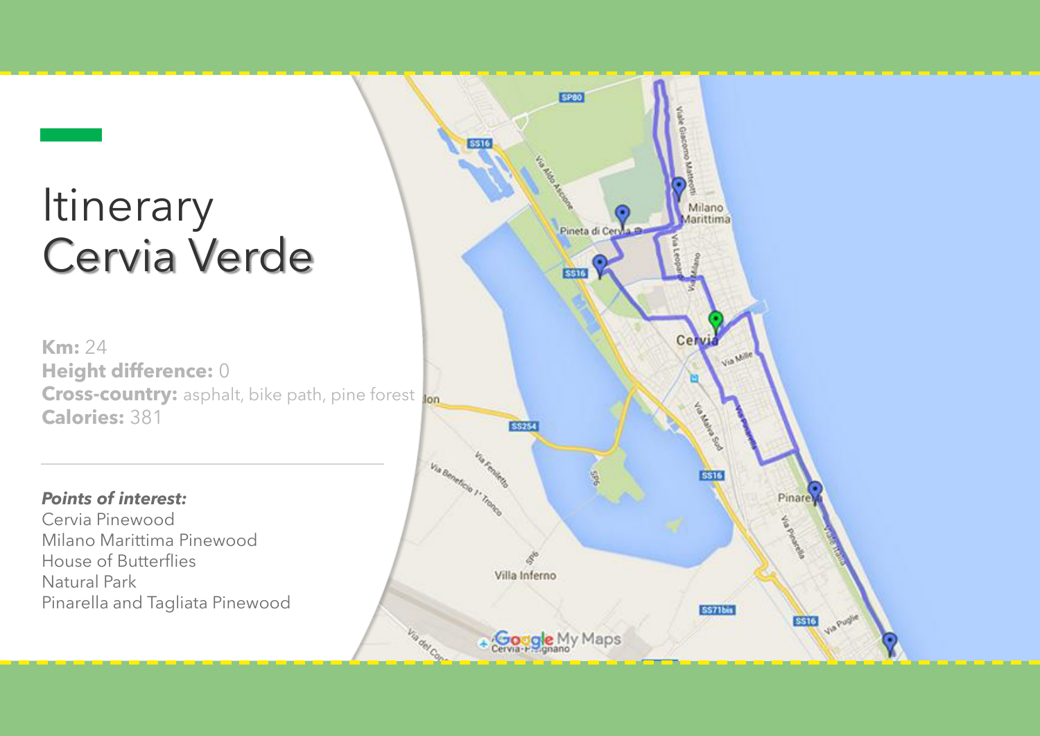# Itinerary
# Cervia Verde

**Km:** 24
**Height difference:** 0
**Cross-country:** asphalt, bike path, pine forest
**Calories:** 381

***Points of interest:***
Cervia Pinewood
Milano Marittima Pinewood
House of Butterflies
Natural Park
Pinarella and Tagliata Pinewood